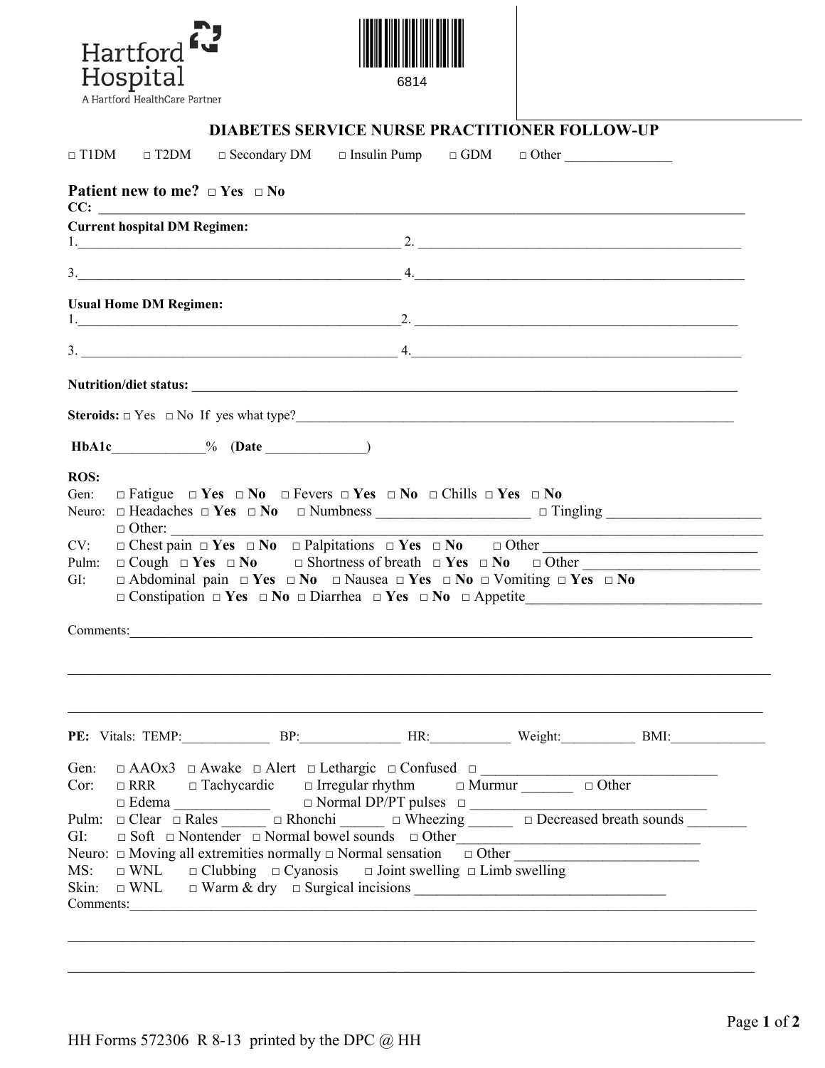Hartford Hospital
A Hartford HealthCare Partner

6814

# DIABETES SERVICE NURSE PRACTITIONER FOLLOW-UP

□ T1DM □ T2DM □ Secondary DM □ Insulin Pump □ GDM □ Other ________________

**Patient new to me?** □ **Yes** □ **No**

**CC:** ______________________________________________________________________________

**Current hospital DM Regimen:**

1.________________________________________________ 2. ________________________________________________

3.________________________________________________ 4.________________________________________________

**Usual Home DM Regimen:**

1.________________________________________________ 2. ________________________________________________

3. _______________________________________________ 4.________________________________________________

**Nutrition/diet status:** ______________________________________________________________________

**Steroids:** □ Yes □ No If yes what type?______________________________________________________________

**HbA1c**______________% (**Date** _______________)

**ROS:**

Gen: □ Fatigue □ **Yes** □ **No** □ Fevers □ **Yes** □ **No** □ Chills □ **Yes** □ **No**

Neuro: □ Headaches □ **Yes** □ **No** □ Numbness _____________________ □ Tingling _____________________

□ Other: _________________________________________________________________________________

CV: □ Chest pain □ **Yes** □ **No** □ Palpitations □ **Yes** □ **No** □ Other ____________________________

Pulm: □ Cough □ **Yes** □ **No** □ Shortness of breath □ **Yes** □ **No** □ Other ________________________

GI: □ Abdominal pain □ **Yes** □ **No** □ Nausea □ **Yes** □ **No** □ Vomiting □ **Yes** □ **No**

□ Constipation □ **Yes** □ **No** □ Diarrhea □ **Yes** □ **No** □ Appetite________________________________

Comments:_____________________________________________________________________________

_______________________________________________________________________________________

_______________________________________________________________________________________

**PE:** Vitals: TEMP:_____________ BP:_______________ HR:____________ Weight:___________ BMI:______________

Gen: □ AAOx3 □ Awake □ Alert □ Lethargic □ Confused □ ________________________________

Cor: □ RRR □ Tachycardic □ Irregular rhythm □ Murmur _______ □ Other

□ Edema _____________ □ Normal DP/PT pulses □ _________________________________

Pulm: □ Clear □ Rales ______ □ Rhonchi ______ □ Wheezing ______ □ Decreased breath sounds ________

GI: □ Soft □ Nontender □ Normal bowel sounds □ Other________________________________

Neuro: □ Moving all extremities normally □ Normal sensation □ Other __________________________

MS: □ WNL □ Clubbing □ Cyanosis □ Joint swelling □ Limb swelling

Skin: □ WNL □ Warm & dry □ Surgical incisions __________________________________

Comments:_____________________________________________________________________________

_______________________________________________________________________________________

_______________________________________________________________________________________

HH Forms 572306 R 8-13 printed by the DPC @ HH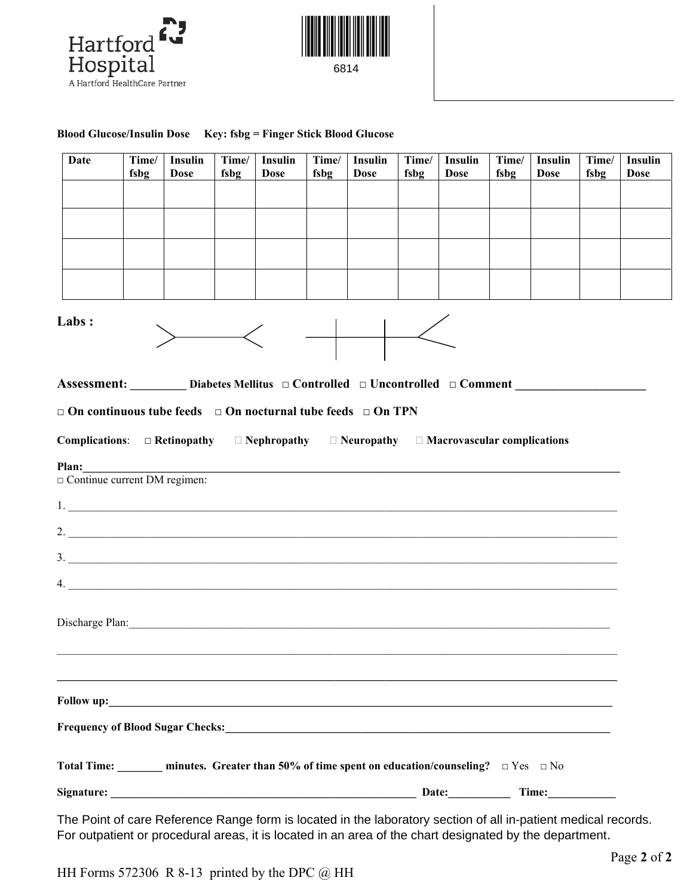Hartford Hospital
A Hartford HealthCare Partner

6814

**Blood Glucose/Insulin Dose     Key: fsbg = Finger Stick Blood Glucose**

| Date | Time/ fsbg | Insulin Dose | Time/ fsbg | Insulin Dose | Time/ fsbg | Insulin Dose | Time/ fsbg | Insulin Dose | Time/ fsbg | Insulin Dose | Time/ fsbg | Insulin Dose |
|---|---|---|---|---|---|---|---|---|---|---|---|---|
| | | | | | | | | | | | | |
| | | | | | | | | | | | | |
| | | | | | | | | | | | | |
| | | | | | | | | | | | | |

**Labs :**

**Assessment: _________ Diabetes Mellitus □ Controlled □ Uncontrolled □ Comment _____________________**

**□ On continuous tube feeds □ On nocturnal tube feeds □ On TPN**

**Complications: □ Retinopathy □ Nephropathy □ Neuropathy □ Macrovascular complications**

**Plan:**___________________________________________________________________________

□ Continue current DM regimen:

1. ___________________________________________________________________________

2. ___________________________________________________________________________

3. ___________________________________________________________________________

4. ___________________________________________________________________________

Discharge Plan:___________________________________________________________________

______________________________________________________________________________

______________________________________________________________________________

**Follow up:**______________________________________________________________________

**Frequency of Blood Sugar Checks:**_________________________________________________

**Total Time: ________ minutes. Greater than 50% of time spent on education/counseling?** □ Yes □ No

**Signature:** _______________________________________ **Date:**__________ **Time:**___________

The Point of care Reference Range form is located in the laboratory section of all in-patient medical records. For outpatient or procedural areas, it is located in an area of the chart designated by the department.

HH Forms 572306 R 8-13 printed by the DPC @ HH